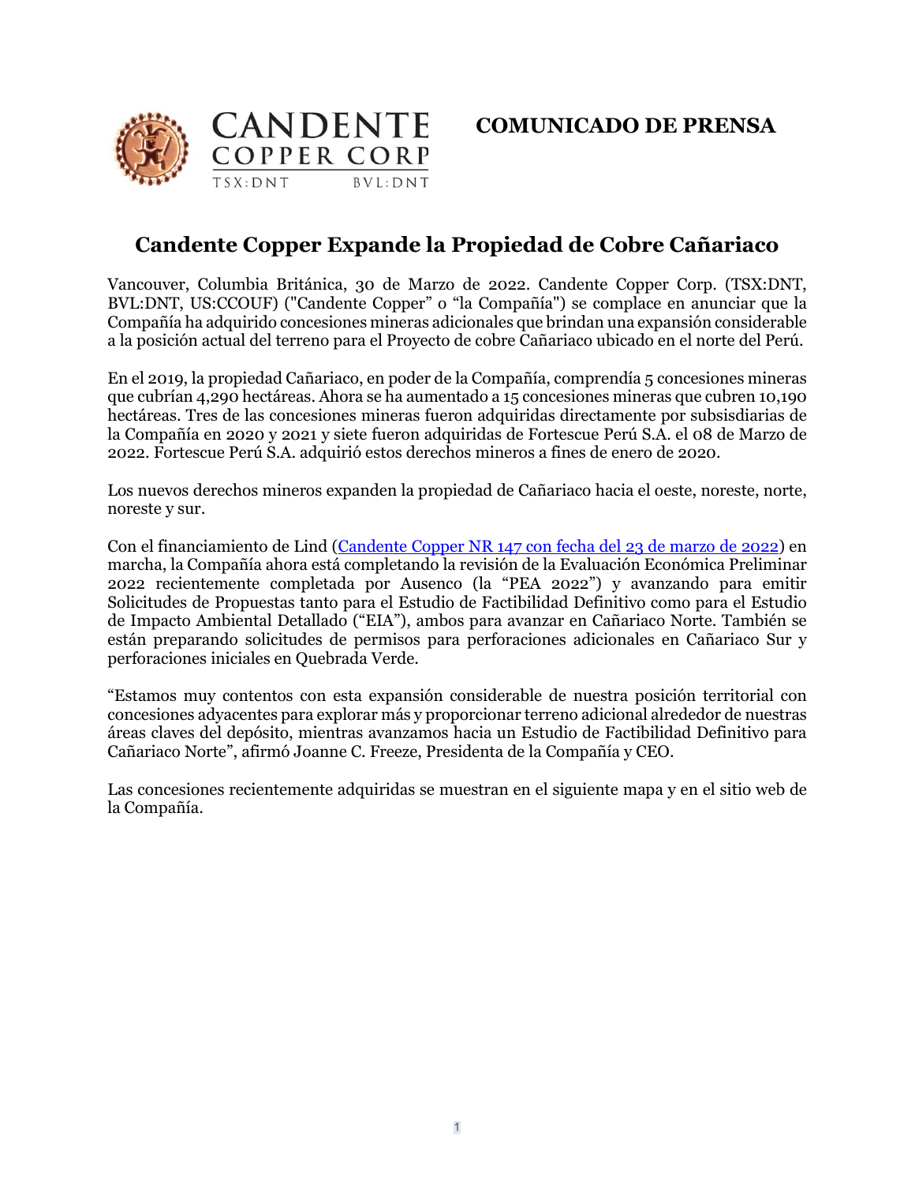CANDENTE COPPER CORP

TSX:DNT BVL:DNT

**COMUNICADO DE PRENSA**

# Candente Copper Expande la Propiedad de Cobre Cañariaco

Vancouver, Columbia Británica, 30 de Marzo de 2022. Candente Copper Corp. (TSX:DNT, BVL:DNT, US:CCOUF) ("Candente Copper" o "la Compañía") se complace en anunciar que la Compañía ha adquirido concesiones mineras adicionales que brindan una expansión considerable a la posición actual del terreno para el Proyecto de cobre Cañariaco ubicado en el norte del Perú.

En el 2019, la propiedad Cañariaco, en poder de la Compañía, comprendía 5 concesiones mineras que cubrían 4,290 hectáreas. Ahora se ha aumentado a 15 concesiones mineras que cubren 10,190 hectáreas. Tres de las concesiones mineras fueron adquiridas directamente por subsisdiarias de la Compañía en 2020 y 2021 y siete fueron adquiridas de Fortescue Perú S.A. el 08 de Marzo de 2022. Fortescue Perú S.A. adquirió estos derechos mineros a fines de enero de 2020.

Los nuevos derechos mineros expanden la propiedad de Cañariaco hacia el oeste, noreste, norte, noreste y sur.

Con el financiamiento de Lind (Candente Copper NR 147 con fecha del 23 de marzo de 2022) en marcha, la Compañía ahora está completando la revisión de la Evaluación Económica Preliminar 2022 recientemente completada por Ausenco (la "PEA 2022") y avanzando para emitir Solicitudes de Propuestas tanto para el Estudio de Factibilidad Definitivo como para el Estudio de Impacto Ambiental Detallado ("EIA"), ambos para avanzar en Cañariaco Norte. También se están preparando solicitudes de permisos para perforaciones adicionales en Cañariaco Sur y perforaciones iniciales en Quebrada Verde.

"Estamos muy contentos con esta expansión considerable de nuestra posición territorial con concesiones adyacentes para explorar más y proporcionar terreno adicional alrededor de nuestras áreas claves del depósito, mientras avanzamos hacia un Estudio de Factibilidad Definitivo para Cañariaco Norte", afirmó Joanne C. Freeze, Presidenta de la Compañía y CEO.

Las concesiones recientemente adquiridas se muestran en el siguiente mapa y en el sitio web de la Compañía.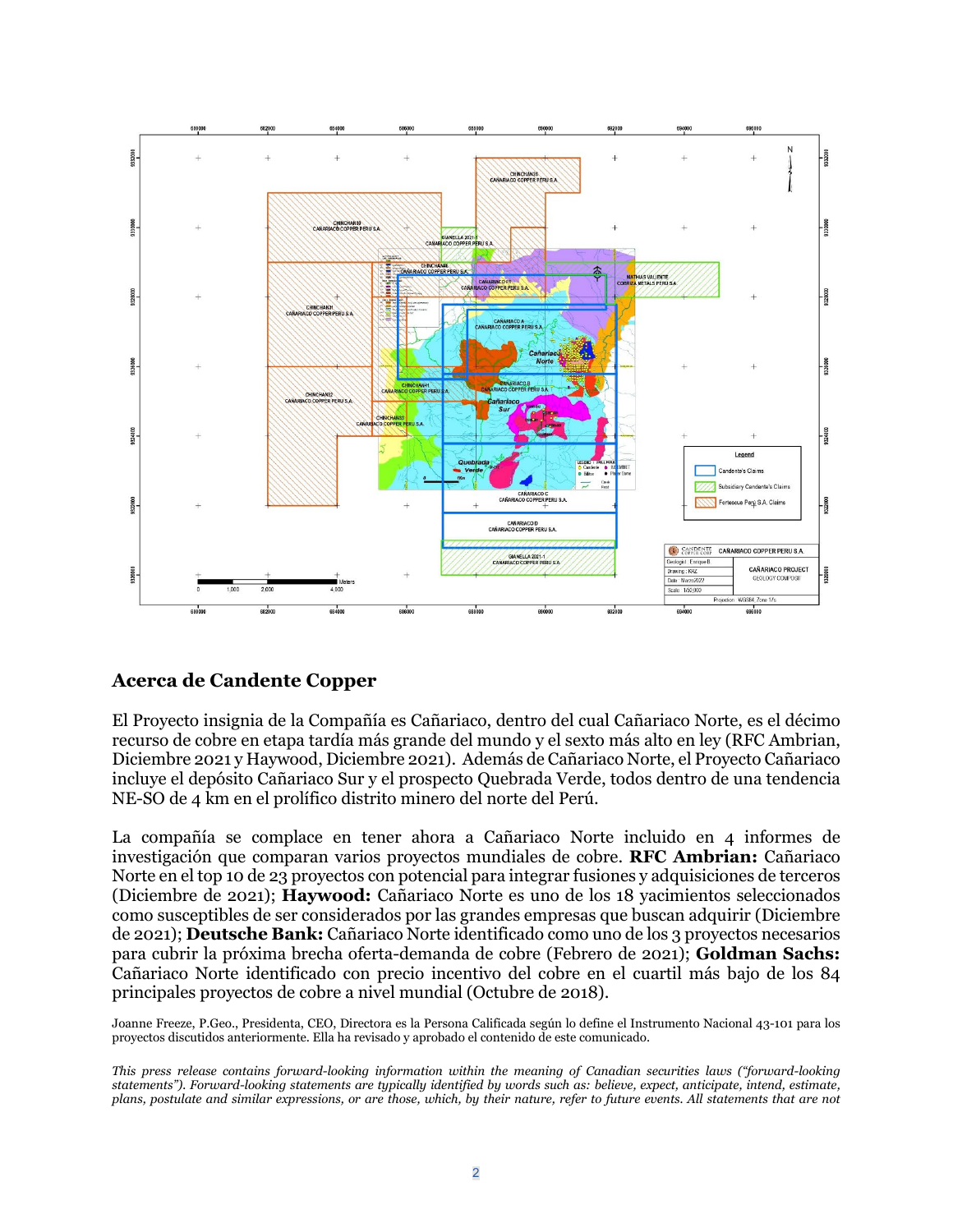## Acerca de Candente Copper

El Proyecto insignia de la Compañía es Cañariaco, dentro del cual Cañariaco Norte, es el décimo recurso de cobre en etapa tardía más grande del mundo y el sexto más alto en ley (RFC Ambrian, Diciembre 2021 y Haywood, Diciembre 2021). Además de Cañariaco Norte, el Proyecto Cañariaco incluye el depósito Cañariaco Sur y el prospecto Quebrada Verde, todos dentro de una tendencia NE-SO de 4 km en el prolífico distrito minero del norte del Perú.

La compañía se complace en tener ahora a Cañariaco Norte incluido en 4 informes de investigación que comparan varios proyectos mundiales de cobre. **RFC Ambrian:** Cañariaco Norte en el top 10 de 23 proyectos con potencial para integrar fusiones y adquisiciones de terceros (Diciembre de 2021); **Haywood:** Cañariaco Norte es uno de los 18 yacimientos seleccionados como susceptibles de ser considerados por las grandes empresas que buscan adquirir (Diciembre de 2021); **Deutsche Bank:** Cañariaco Norte identificado como uno de los 3 proyectos necesarios para cubrir la próxima brecha oferta-demanda de cobre (Febrero de 2021); **Goldman Sachs:** Cañariaco Norte identificado con precio incentivo del cobre en el cuartil más bajo de los 84 principales proyectos de cobre a nivel mundial (Octubre de 2018).

Joanne Freeze, P.Geo., Presidenta, CEO, Directora es la Persona Calificada según lo define el Instrumento Nacional 43-101 para los proyectos discutidos anteriormente. Ella ha revisado y aprobado el contenido de este comunicado.

*This press release contains forward-looking information within the meaning of Canadian securities laws ("forward-looking statements"). Forward-looking statements are typically identified by words such as: believe, expect, anticipate, intend, estimate, plans, postulate and similar expressions, or are those, which, by their nature, refer to future events. All statements that are not*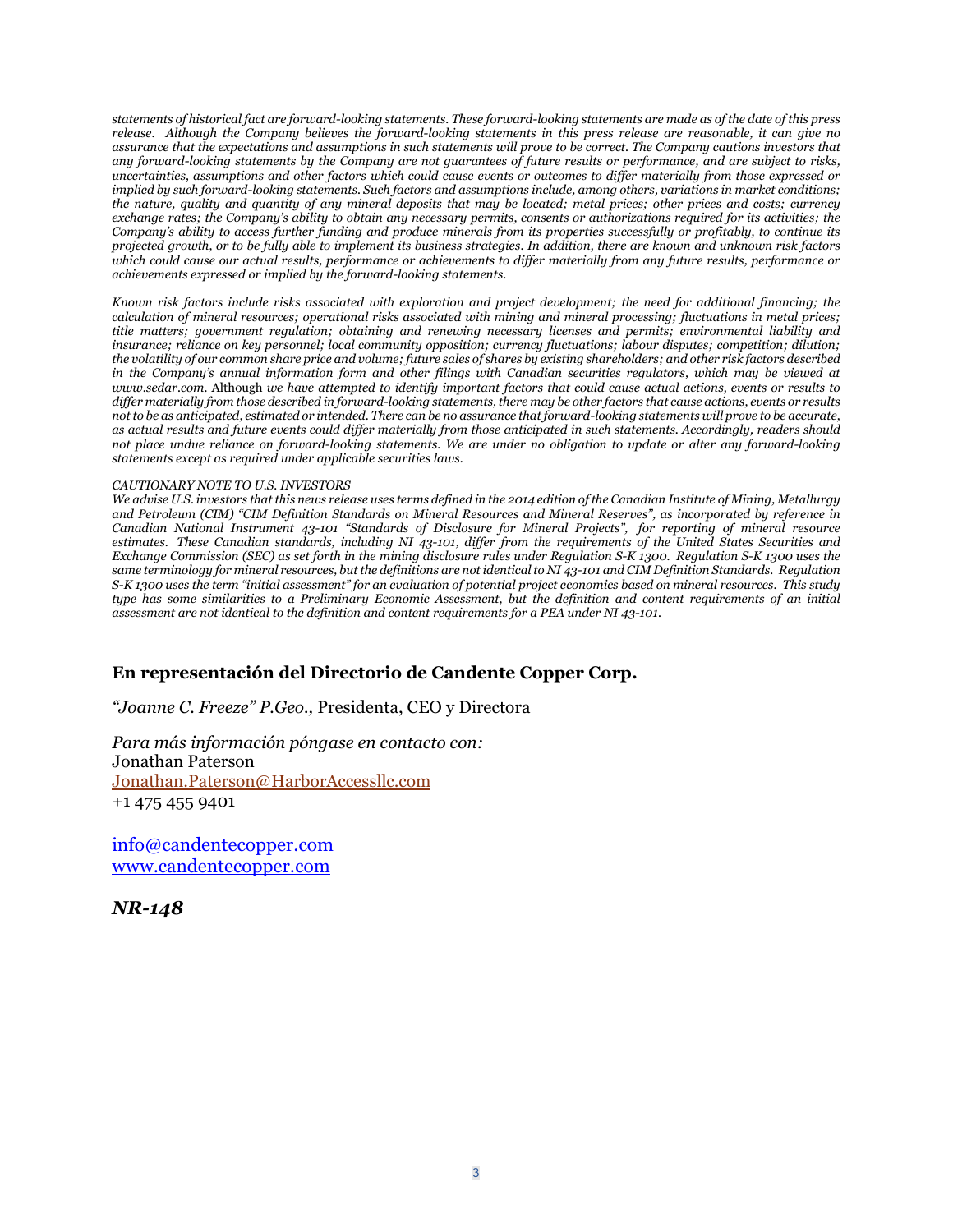*statements of historical fact are forward-looking statements. These forward-looking statements are made as of the date of this press release. Although the Company believes the forward-looking statements in this press release are reasonable, it can give no assurance that the expectations and assumptions in such statements will prove to be correct. The Company cautions investors that any forward-looking statements by the Company are not guarantees of future results or performance, and are subject to risks, uncertainties, assumptions and other factors which could cause events or outcomes to differ materially from those expressed or implied by such forward-looking statements. Such factors and assumptions include, among others, variations in market conditions; the nature, quality and quantity of any mineral deposits that may be located; metal prices; other prices and costs; currency exchange rates; the Company's ability to obtain any necessary permits, consents or authorizations required for its activities; the Company's ability to access further funding and produce minerals from its properties successfully or profitably, to continue its projected growth, or to be fully able to implement its business strategies. In addition, there are known and unknown risk factors which could cause our actual results, performance or achievements to differ materially from any future results, performance or achievements expressed or implied by the forward-looking statements.*

*Known risk factors include risks associated with exploration and project development; the need for additional financing; the calculation of mineral resources; operational risks associated with mining and mineral processing; fluctuations in metal prices; title matters; government regulation; obtaining and renewing necessary licenses and permits; environmental liability and insurance; reliance on key personnel; local community opposition; currency fluctuations; labour disputes; competition; dilution; the volatility of our common share price and volume; future sales of shares by existing shareholders; and other risk factors described in the Company's annual information form and other filings with Canadian securities regulators, which may be viewed at www.sedar.com.* Although *we have attempted to identify important factors that could cause actual actions, events or results to differ materially from those described in forward-looking statements, there may be other factors that cause actions, events or results not to be as anticipated, estimated or intended. There can be no assurance that forward-looking statements will prove to be accurate, as actual results and future events could differ materially from those anticipated in such statements. Accordingly, readers should not place undue reliance on forward-looking statements. We are under no obligation to update or alter any forward-looking statements except as required under applicable securities laws.*

*CAUTIONARY NOTE TO U.S. INVESTORS*
*We advise U.S. investors that this news release uses terms defined in the 2014 edition of the Canadian Institute of Mining, Metallurgy and Petroleum (CIM) "CIM Definition Standards on Mineral Resources and Mineral Reserves", as incorporated by reference in Canadian National Instrument 43-101 "Standards of Disclosure for Mineral Projects", for reporting of mineral resource estimates. These Canadian standards, including NI 43-101, differ from the requirements of the United States Securities and Exchange Commission (SEC) as set forth in the mining disclosure rules under Regulation S-K 1300. Regulation S-K 1300 uses the same terminology for mineral resources, but the definitions are not identical to NI 43-101 and CIM Definition Standards. Regulation S-K 1300 uses the term "initial assessment" for an evaluation of potential project economics based on mineral resources. This study type has some similarities to a Preliminary Economic Assessment, but the definition and content requirements of an initial assessment are not identical to the definition and content requirements for a PEA under NI 43-101.*

**En representación del Directorio de Candente Copper Corp.**

*"Joanne C. Freeze" P.Geo.,* Presidenta, CEO y Directora

*Para más información póngase en contacto con:*
Jonathan Paterson
Jonathan.Paterson@HarborAccessllc.com
+1 475 455 9401

info@candentecopper.com
www.candentecopper.com

***NR-148***